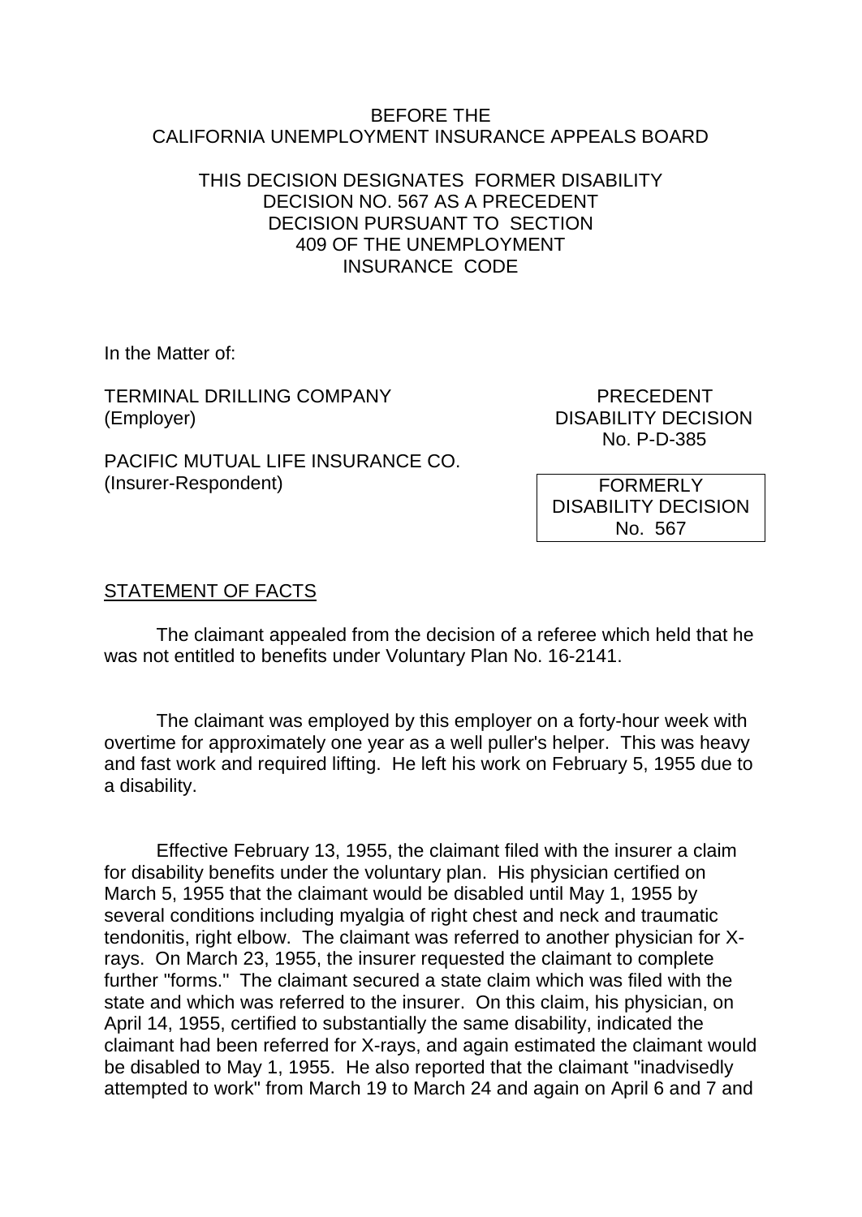BEFORE THE
CALIFORNIA UNEMPLOYMENT INSURANCE APPEALS BOARD

THIS DECISION DESIGNATES FORMER DISABILITY DECISION NO. 567 AS A PRECEDENT DECISION PURSUANT TO SECTION 409 OF THE UNEMPLOYMENT INSURANCE CODE

In the Matter of:

TERMINAL DRILLING COMPANY
(Employer)

PACIFIC MUTUAL LIFE INSURANCE CO.
(Insurer-Respondent)

PRECEDENT
DISABILITY DECISION
No. P-D-385

FORMERLY
DISABILITY DECISION
No. 567

## STATEMENT OF FACTS

The claimant appealed from the decision of a referee which held that he was not entitled to benefits under Voluntary Plan No. 16-2141.

The claimant was employed by this employer on a forty-hour week with overtime for approximately one year as a well puller's helper. This was heavy and fast work and required lifting. He left his work on February 5, 1955 due to a disability.

Effective February 13, 1955, the claimant filed with the insurer a claim for disability benefits under the voluntary plan. His physician certified on March 5, 1955 that the claimant would be disabled until May 1, 1955 by several conditions including myalgia of right chest and neck and traumatic tendonitis, right elbow. The claimant was referred to another physician for X-rays. On March 23, 1955, the insurer requested the claimant to complete further "forms." The claimant secured a state claim which was filed with the state and which was referred to the insurer. On this claim, his physician, on April 14, 1955, certified to substantially the same disability, indicated the claimant had been referred for X-rays, and again estimated the claimant would be disabled to May 1, 1955. He also reported that the claimant "inadvisedly attempted to work" from March 19 to March 24 and again on April 6 and 7 and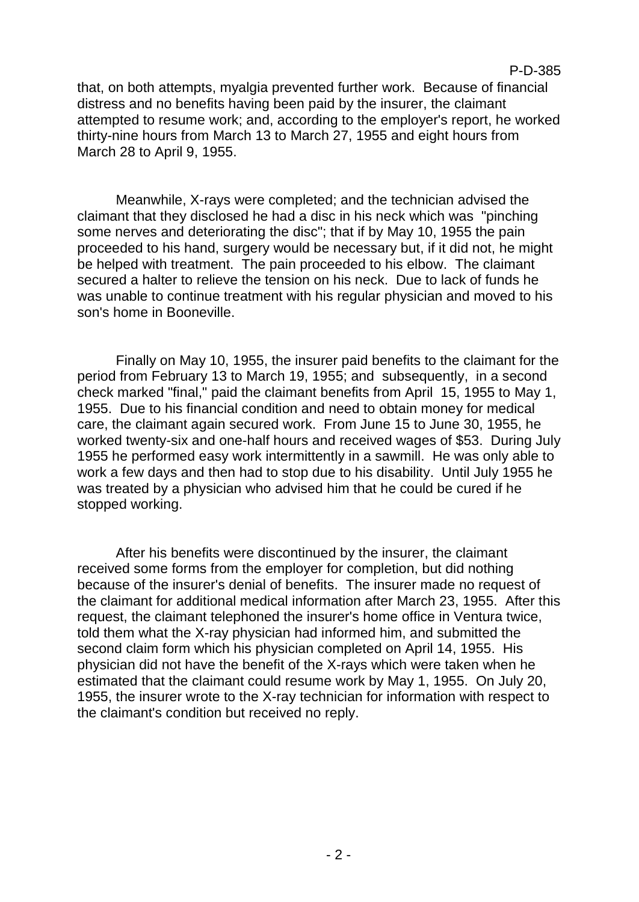that, on both attempts, myalgia prevented further work. Because of financial distress and no benefits having been paid by the insurer, the claimant attempted to resume work; and, according to the employer's report, he worked thirty-nine hours from March 13 to March 27, 1955 and eight hours from March 28 to April 9, 1955.

Meanwhile, X-rays were completed; and the technician advised the claimant that they disclosed he had a disc in his neck which was "pinching some nerves and deteriorating the disc"; that if by May 10, 1955 the pain proceeded to his hand, surgery would be necessary but, if it did not, he might be helped with treatment. The pain proceeded to his elbow. The claimant secured a halter to relieve the tension on his neck. Due to lack of funds he was unable to continue treatment with his regular physician and moved to his son's home in Booneville.

Finally on May 10, 1955, the insurer paid benefits to the claimant for the period from February 13 to March 19, 1955; and subsequently, in a second check marked "final," paid the claimant benefits from April 15, 1955 to May 1, 1955. Due to his financial condition and need to obtain money for medical care, the claimant again secured work. From June 15 to June 30, 1955, he worked twenty-six and one-half hours and received wages of $53. During July 1955 he performed easy work intermittently in a sawmill. He was only able to work a few days and then had to stop due to his disability. Until July 1955 he was treated by a physician who advised him that he could be cured if he stopped working.

After his benefits were discontinued by the insurer, the claimant received some forms from the employer for completion, but did nothing because of the insurer's denial of benefits. The insurer made no request of the claimant for additional medical information after March 23, 1955. After this request, the claimant telephoned the insurer's home office in Ventura twice, told them what the X-ray physician had informed him, and submitted the second claim form which his physician completed on April 14, 1955. His physician did not have the benefit of the X-rays which were taken when he estimated that the claimant could resume work by May 1, 1955. On July 20, 1955, the insurer wrote to the X-ray technician for information with respect to the claimant's condition but received no reply.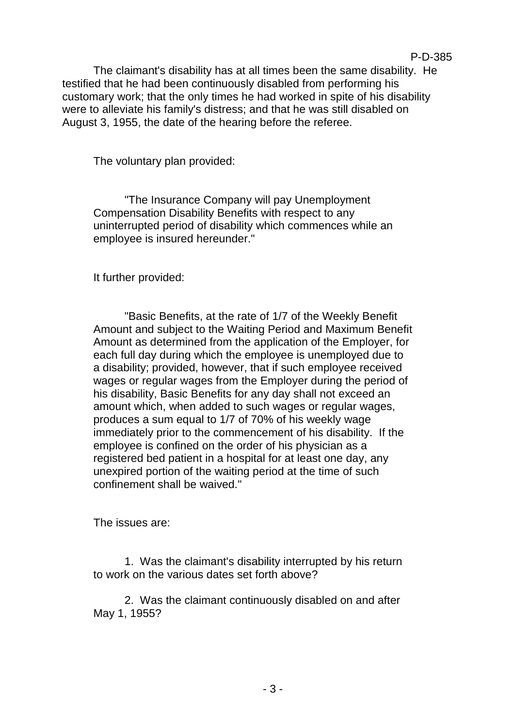The claimant's disability has at all times been the same disability. He testified that he had been continuously disabled from performing his customary work; that the only times he had worked in spite of his disability were to alleviate his family's distress; and that he was still disabled on August 3, 1955, the date of the hearing before the referee.

The voluntary plan provided:

> "The Insurance Company will pay Unemployment Compensation Disability Benefits with respect to any uninterrupted period of disability which commences while an employee is insured hereunder."

It further provided:

> "Basic Benefits, at the rate of 1/7 of the Weekly Benefit Amount and subject to the Waiting Period and Maximum Benefit Amount as determined from the application of the Employer, for each full day during which the employee is unemployed due to a disability; provided, however, that if such employee received wages or regular wages from the Employer during the period of his disability, Basic Benefits for any day shall not exceed an amount which, when added to such wages or regular wages, produces a sum equal to 1/7 of 70% of his weekly wage immediately prior to the commencement of his disability. If the employee is confined on the order of his physician as a registered bed patient in a hospital for at least one day, any unexpired portion of the waiting period at the time of such confinement shall be waived."

The issues are:

1. Was the claimant's disability interrupted by his return to work on the various dates set forth above?

2. Was the claimant continuously disabled on and after May 1, 1955?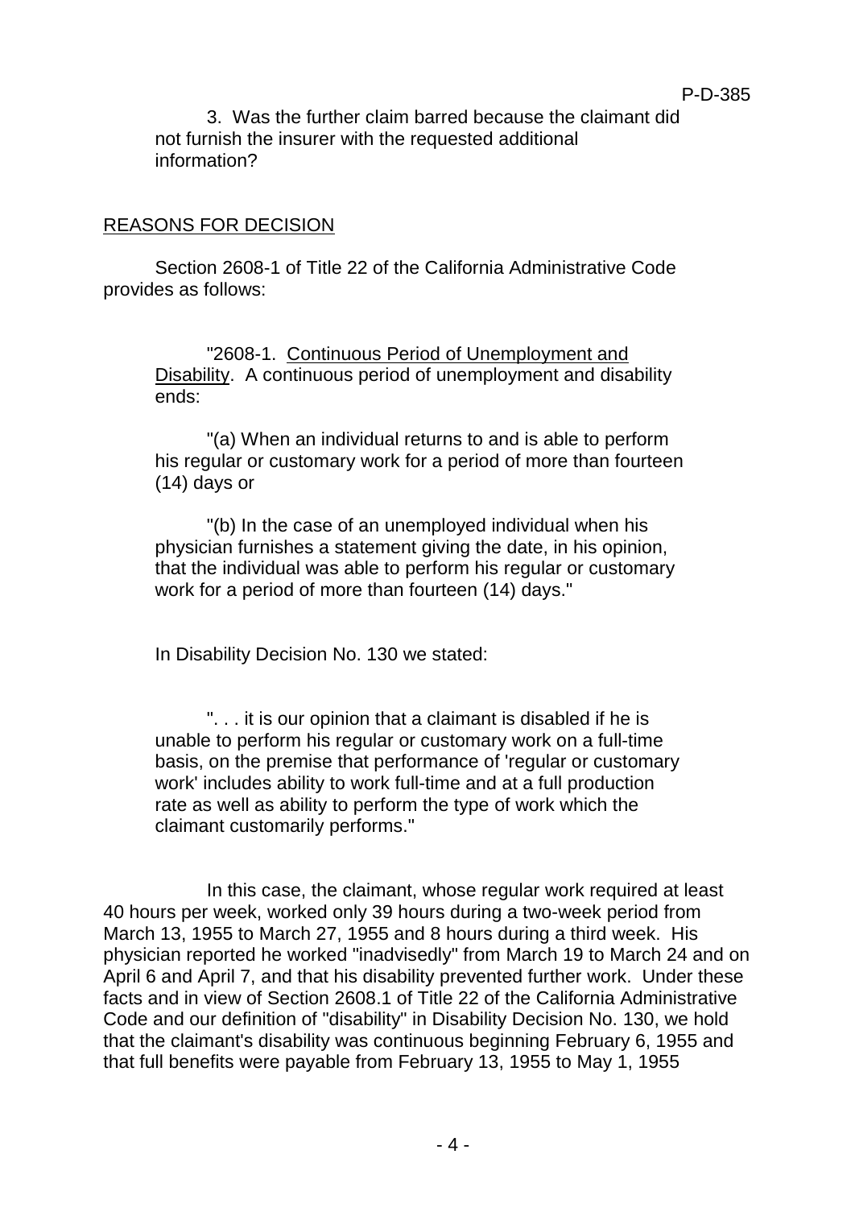3. Was the further claim barred because the claimant did not furnish the insurer with the requested additional information?

## REASONS FOR DECISION

Section 2608-1 of Title 22 of the California Administrative Code provides as follows:

> "2608-1. Continuous Period of Unemployment and Disability. A continuous period of unemployment and disability ends:
>
> "(a) When an individual returns to and is able to perform his regular or customary work for a period of more than fourteen (14) days or
>
> "(b) In the case of an unemployed individual when his physician furnishes a statement giving the date, in his opinion, that the individual was able to perform his regular or customary work for a period of more than fourteen (14) days."

In Disability Decision No. 130 we stated:

> ". . . it is our opinion that a claimant is disabled if he is unable to perform his regular or customary work on a full-time basis, on the premise that performance of 'regular or customary work' includes ability to work full-time and at a full production rate as well as ability to perform the type of work which the claimant customarily performs."

In this case, the claimant, whose regular work required at least 40 hours per week, worked only 39 hours during a two-week period from March 13, 1955 to March 27, 1955 and 8 hours during a third week. His physician reported he worked "inadvisedly" from March 19 to March 24 and on April 6 and April 7, and that his disability prevented further work. Under these facts and in view of Section 2608.1 of Title 22 of the California Administrative Code and our definition of "disability" in Disability Decision No. 130, we hold that the claimant's disability was continuous beginning February 6, 1955 and that full benefits were payable from February 13, 1955 to May 1, 1955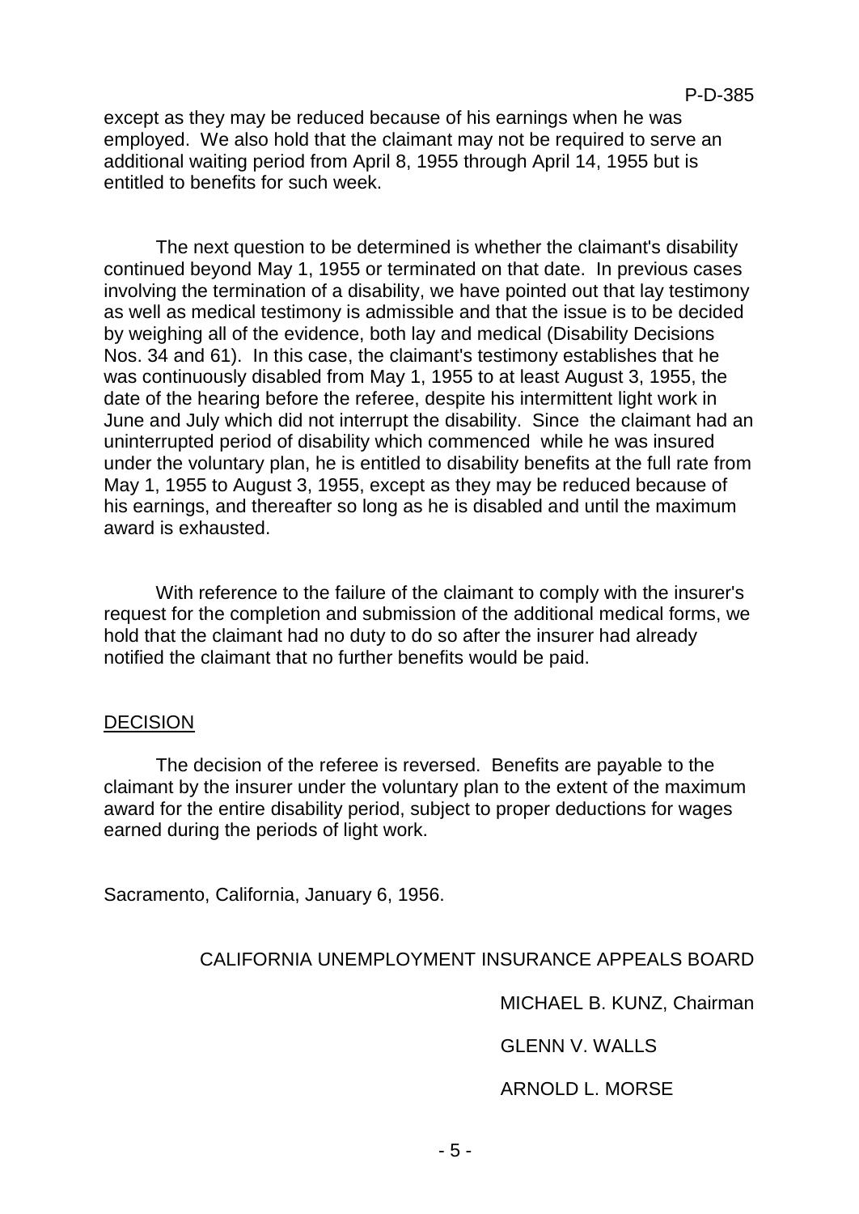except as they may be reduced because of his earnings when he was employed. We also hold that the claimant may not be required to serve an additional waiting period from April 8, 1955 through April 14, 1955 but is entitled to benefits for such week.

The next question to be determined is whether the claimant's disability continued beyond May 1, 1955 or terminated on that date. In previous cases involving the termination of a disability, we have pointed out that lay testimony as well as medical testimony is admissible and that the issue is to be decided by weighing all of the evidence, both lay and medical (Disability Decisions Nos. 34 and 61). In this case, the claimant's testimony establishes that he was continuously disabled from May 1, 1955 to at least August 3, 1955, the date of the hearing before the referee, despite his intermittent light work in June and July which did not interrupt the disability. Since the claimant had an uninterrupted period of disability which commenced while he was insured under the voluntary plan, he is entitled to disability benefits at the full rate from May 1, 1955 to August 3, 1955, except as they may be reduced because of his earnings, and thereafter so long as he is disabled and until the maximum award is exhausted.

With reference to the failure of the claimant to comply with the insurer's request for the completion and submission of the additional medical forms, we hold that the claimant had no duty to do so after the insurer had already notified the claimant that no further benefits would be paid.

## DECISION

The decision of the referee is reversed. Benefits are payable to the claimant by the insurer under the voluntary plan to the extent of the maximum award for the entire disability period, subject to proper deductions for wages earned during the periods of light work.

Sacramento, California, January 6, 1956.

CALIFORNIA UNEMPLOYMENT INSURANCE APPEALS BOARD

MICHAEL B. KUNZ, Chairman

GLENN V. WALLS

ARNOLD L. MORSE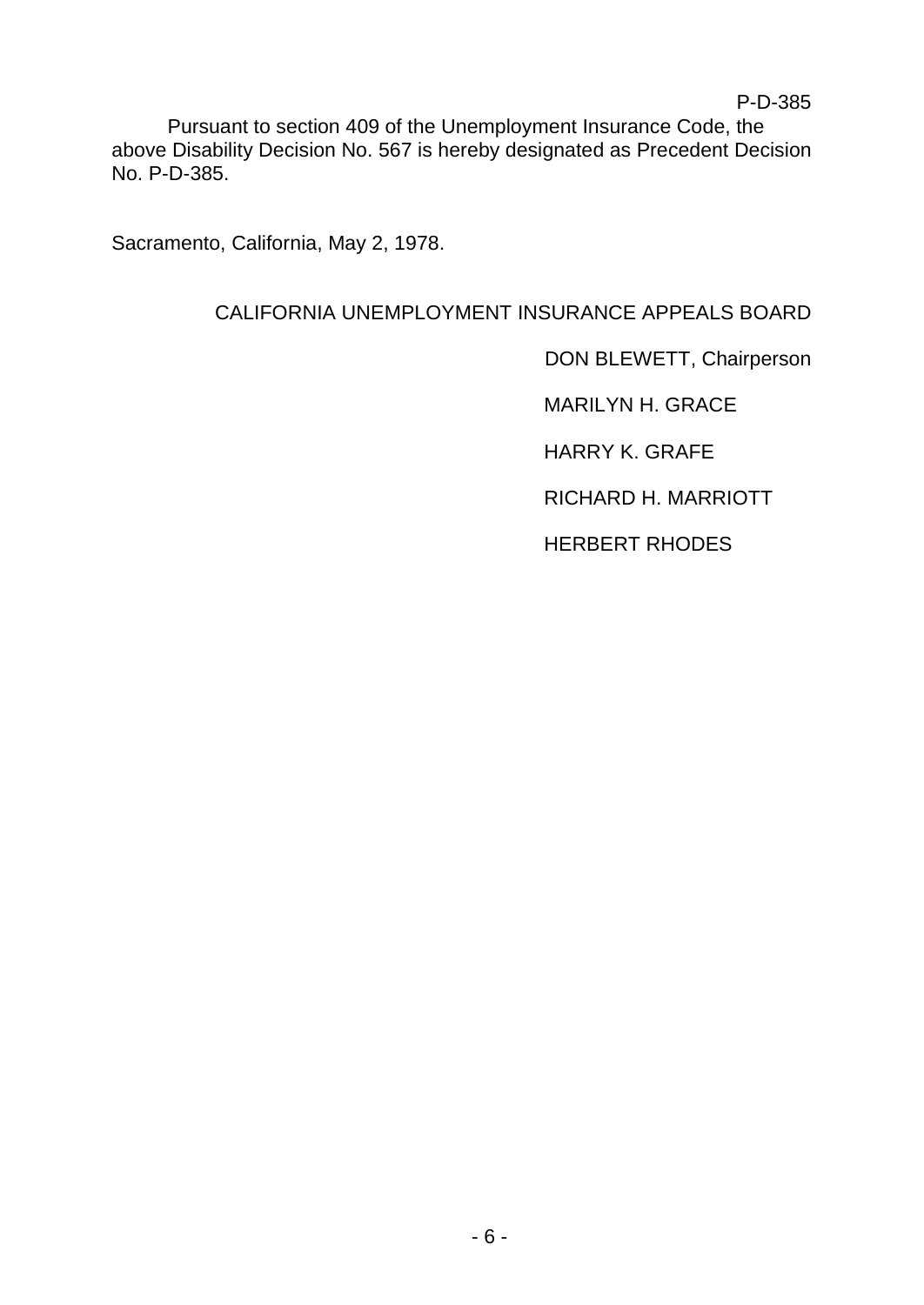Pursuant to section 409 of the Unemployment Insurance Code, the above Disability Decision No. 567 is hereby designated as Precedent Decision No. P-D-385.

Sacramento, California, May 2, 1978.

CALIFORNIA UNEMPLOYMENT INSURANCE APPEALS BOARD

DON BLEWETT, Chairperson

MARILYN H. GRACE

HARRY K. GRAFE

RICHARD H. MARRIOTT

HERBERT RHODES